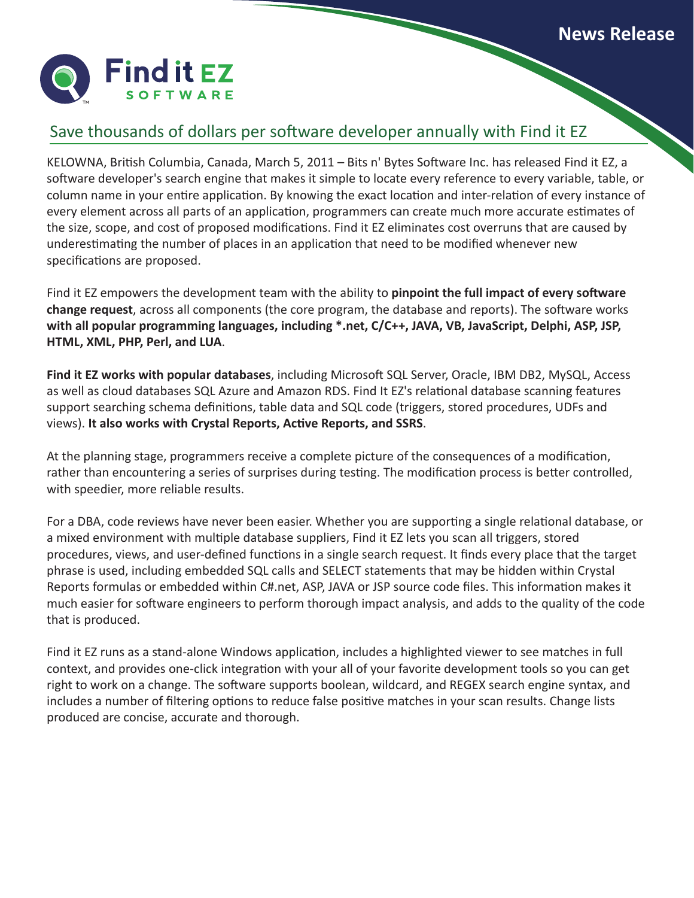News Release

Find it EZ SOFTWARE

# Save thousands of dollars per software developer annually with Find it EZ

KELOWNA, British Columbia, Canada, March 5, 2011 – Bits n' Bytes Software Inc. has released Find it EZ, a software developer's search engine that makes it simple to locate every reference to every variable, table, or column name in your entire application. By knowing the exact location and inter-relation of every instance of every element across all parts of an application, programmers can create much more accurate estimates of the size, scope, and cost of proposed modifications. Find it EZ eliminates cost overruns that are caused by underestimating the number of places in an application that need to be modified whenever new specifications are proposed.

Find it EZ empowers the development team with the ability to **pinpoint the full impact of every software change request**, across all components (the core program, the database and reports). The software works **with all popular programming languages, including *.net, C/C++, JAVA, VB, JavaScript, Delphi, ASP, JSP, HTML, XML, PHP, Perl, and LUA**.

**Find it EZ works with popular databases**, including Microsoft SQL Server, Oracle, IBM DB2, MySQL, Access as well as cloud databases SQL Azure and Amazon RDS. Find It EZ's relational database scanning features support searching schema definitions, table data and SQL code (triggers, stored procedures, UDFs and views). **It also works with Crystal Reports, Active Reports, and SSRS**.

At the planning stage, programmers receive a complete picture of the consequences of a modification, rather than encountering a series of surprises during testing. The modification process is better controlled, with speedier, more reliable results.

For a DBA, code reviews have never been easier. Whether you are supporting a single relational database, or a mixed environment with multiple database suppliers, Find it EZ lets you scan all triggers, stored procedures, views, and user-defined functions in a single search request. It finds every place that the target phrase is used, including embedded SQL calls and SELECT statements that may be hidden within Crystal Reports formulas or embedded within C#.net, ASP, JAVA or JSP source code files. This information makes it much easier for software engineers to perform thorough impact analysis, and adds to the quality of the code that is produced.

Find it EZ runs as a stand-alone Windows application, includes a highlighted viewer to see matches in full context, and provides one-click integration with your all of your favorite development tools so you can get right to work on a change. The software supports boolean, wildcard, and REGEX search engine syntax, and includes a number of filtering options to reduce false positive matches in your scan results. Change lists produced are concise, accurate and thorough.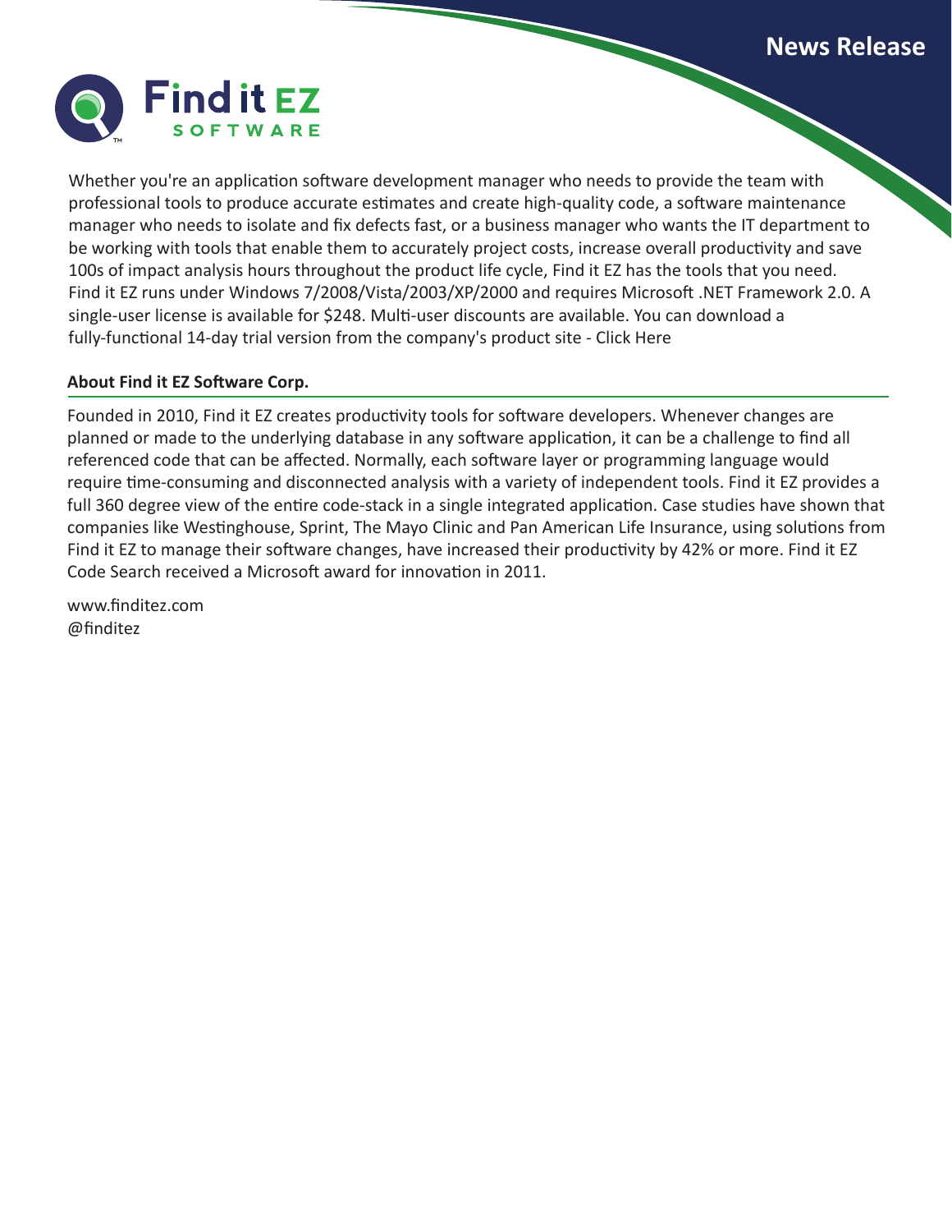Whether you're an application software development manager who needs to provide the team with professional tools to produce accurate estimates and create high-quality code, a software maintenance manager who needs to isolate and fix defects fast, or a business manager who wants the IT department to be working with tools that enable them to accurately project costs, increase overall productivity and save 100s of impact analysis hours throughout the product life cycle, Find it EZ has the tools that you need. Find it EZ runs under Windows 7/2008/Vista/2003/XP/2000 and requires Microsoft .NET Framework 2.0. A single-user license is available for $248. Multi-user discounts are available. You can download a fully-functional 14-day trial version from the company's product site - Click Here

**About Find it EZ Software Corp.**

Founded in 2010, Find it EZ creates productivity tools for software developers. Whenever changes are planned or made to the underlying database in any software application, it can be a challenge to find all referenced code that can be affected. Normally, each software layer or programming language would require time-consuming and disconnected analysis with a variety of independent tools. Find it EZ provides a full 360 degree view of the entire code-stack in a single integrated application. Case studies have shown that companies like Westinghouse, Sprint, The Mayo Clinic and Pan American Life Insurance, using solutions from Find it EZ to manage their software changes, have increased their productivity by 42% or more. Find it EZ Code Search received a Microsoft award for innovation in 2011.

www.finditez.com
@finditez